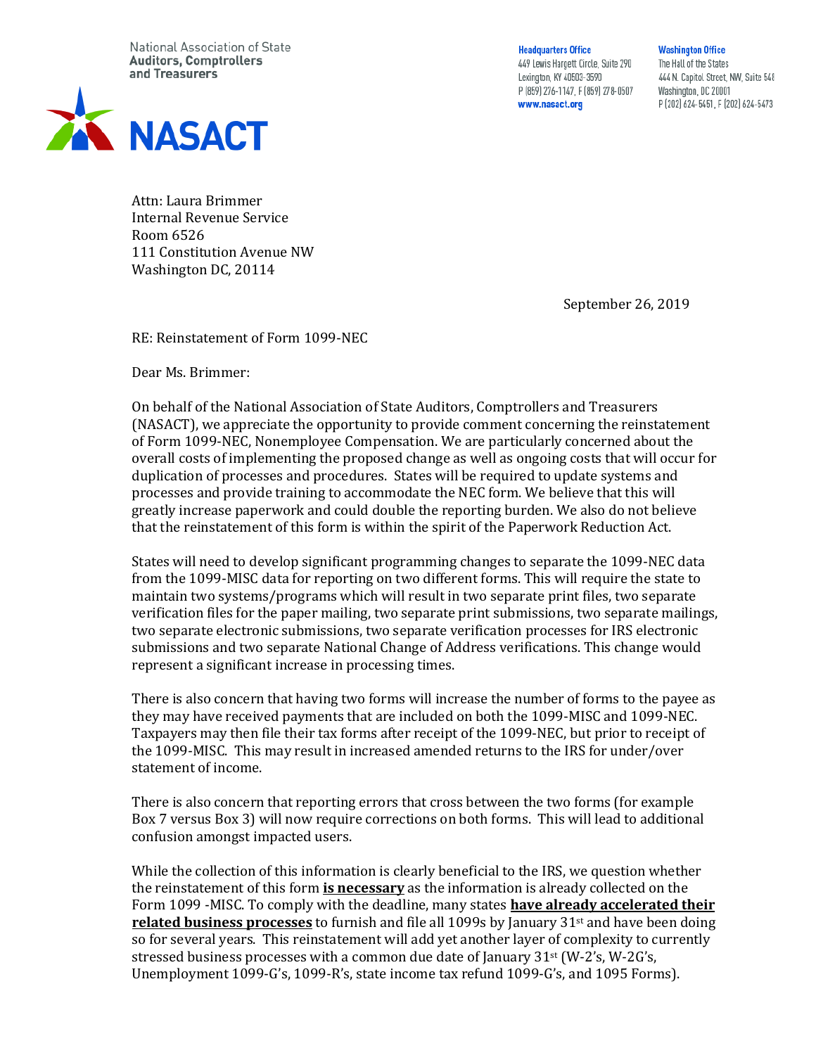National Association of State
**Auditors, Comptrollers and Treasurers**

**NASACT**

**Headquarters Office**
449 Lewis Hargett Circle, Suite 290
Lexington, KY 40503-3590
P (859) 276-1147, F (859) 278-0507
**www.nasact.org**

**Washington Office**
The Hall of the States
444 N. Capitol Street, NW, Suite 548
Washington, DC 20001
P (202) 624-5451, F (202) 624-5473

Attn: Laura Brimmer
Internal Revenue Service
Room 6526
111 Constitution Avenue NW
Washington DC, 20114

September 26, 2019

RE: Reinstatement of Form 1099-NEC

Dear Ms. Brimmer:

On behalf of the National Association of State Auditors, Comptrollers and Treasurers (NASACT), we appreciate the opportunity to provide comment concerning the reinstatement of Form 1099-NEC, Nonemployee Compensation. We are particularly concerned about the overall costs of implementing the proposed change as well as ongoing costs that will occur for duplication of processes and procedures. States will be required to update systems and processes and provide training to accommodate the NEC form. We believe that this will greatly increase paperwork and could double the reporting burden. We also do not believe that the reinstatement of this form is within the spirit of the Paperwork Reduction Act.

States will need to develop significant programming changes to separate the 1099-NEC data from the 1099-MISC data for reporting on two different forms. This will require the state to maintain two systems/programs which will result in two separate print files, two separate verification files for the paper mailing, two separate print submissions, two separate mailings, two separate electronic submissions, two separate verification processes for IRS electronic submissions and two separate National Change of Address verifications. This change would represent a significant increase in processing times.

There is also concern that having two forms will increase the number of forms to the payee as they may have received payments that are included on both the 1099-MISC and 1099-NEC. Taxpayers may then file their tax forms after receipt of the 1099-NEC, but prior to receipt of the 1099-MISC. This may result in increased amended returns to the IRS for under/over statement of income.

There is also concern that reporting errors that cross between the two forms (for example Box 7 versus Box 3) will now require corrections on both forms. This will lead to additional confusion amongst impacted users.

While the collection of this information is clearly beneficial to the IRS, we question whether the reinstatement of this form **<u>is necessary</u>** as the information is already collected on the Form 1099 -MISC. To comply with the deadline, many states **<u>have already accelerated their related business processes</u>** to furnish and file all 1099s by January 31st and have been doing so for several years. This reinstatement will add yet another layer of complexity to currently stressed business processes with a common due date of January 31st (W-2's, W-2G's, Unemployment 1099-G's, 1099-R's, state income tax refund 1099-G's, and 1095 Forms).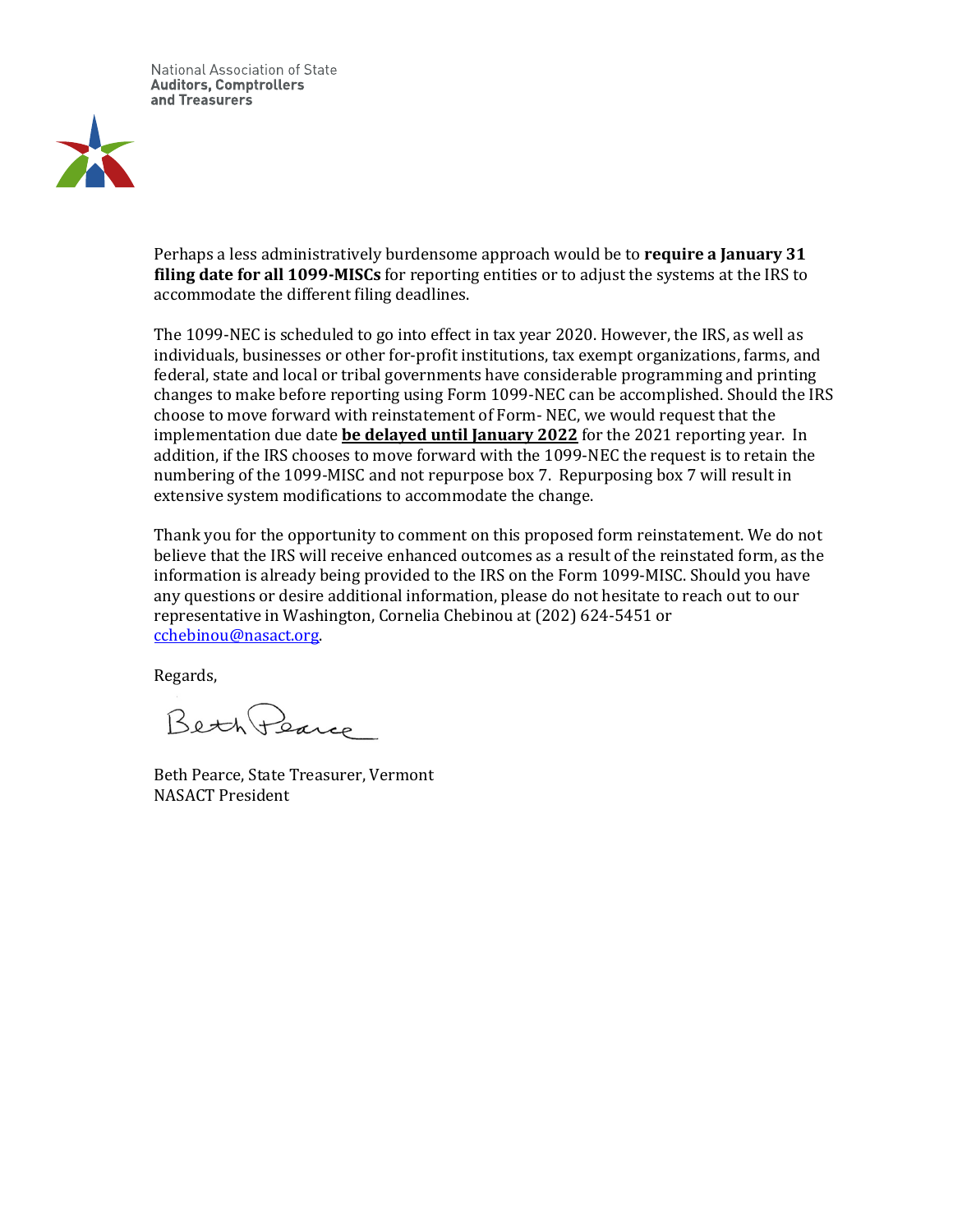National Association of State
**Auditors, Comptrollers**
**and Treasurers**

Perhaps a less administratively burdensome approach would be to **require a January 31 filing date for all 1099-MISCs** for reporting entities or to adjust the systems at the IRS to accommodate the different filing deadlines.

The 1099-NEC is scheduled to go into effect in tax year 2020. However, the IRS, as well as individuals, businesses or other for-profit institutions, tax exempt organizations, farms, and federal, state and local or tribal governments have considerable programming and printing changes to make before reporting using Form 1099-NEC can be accomplished. Should the IRS choose to move forward with reinstatement of Form- NEC, we would request that the implementation due date **be delayed until January 2022** for the 2021 reporting year. In addition, if the IRS chooses to move forward with the 1099-NEC the request is to retain the numbering of the 1099-MISC and not repurpose box 7. Repurposing box 7 will result in extensive system modifications to accommodate the change.

Thank you for the opportunity to comment on this proposed form reinstatement. We do not believe that the IRS will receive enhanced outcomes as a result of the reinstated form, as the information is already being provided to the IRS on the Form 1099-MISC. Should you have any questions or desire additional information, please do not hesitate to reach out to our representative in Washington, Cornelia Chebinou at (202) 624-5451 or cchebinou@nasact.org.

Regards,

Beth Pearce

Beth Pearce, State Treasurer, Vermont
NASACT President